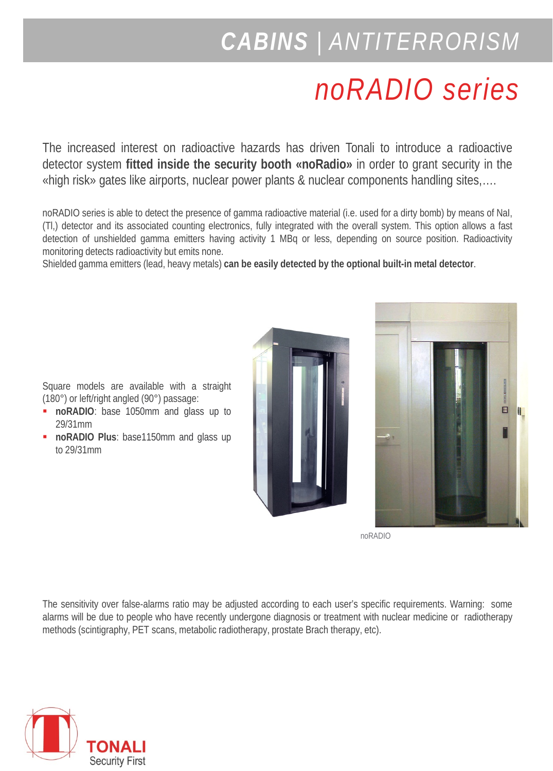# CABINS | ANTITERRORISM

## noRADIO series

The increased interest on radioactive hazards has driven Tonali to introduce a radioactive detector system **fitted inside the security booth «noRadio»** in order to grant security in the «high risk» gates like airports, nuclear power plants & nuclear components handling sites,….

noRADIO series is able to detect the presence of gamma radioactive material (i.e. used for a dirty bomb) by means of NaI, (Tl,) detector and its associated counting electronics, fully integrated with the overall system. This option allows a fast detection of unshielded gamma emitters having activity 1 MBq or less, depending on source position. Radioactivity monitoring detects radioactivity but emits none.
Shielded gamma emitters (lead, heavy metals) **can be easily detected by the optional built-in metal detector**.

Square models are available with a straight (180°) or left/right angled (90°) passage:

- **noRADIO**: base 1050mm and glass up to 29/31mm
- **noRADIO Plus**: base1150mm and glass up to 29/31mm

noRADIO

The sensitivity over false-alarms ratio may be adjusted according to each user's specific requirements. Warning: some alarms will be due to people who have recently undergone diagnosis or treatment with nuclear medicine or radiotherapy methods (scintigraphy, PET scans, metabolic radiotherapy, prostate Brach therapy, etc).

TONALI
Security First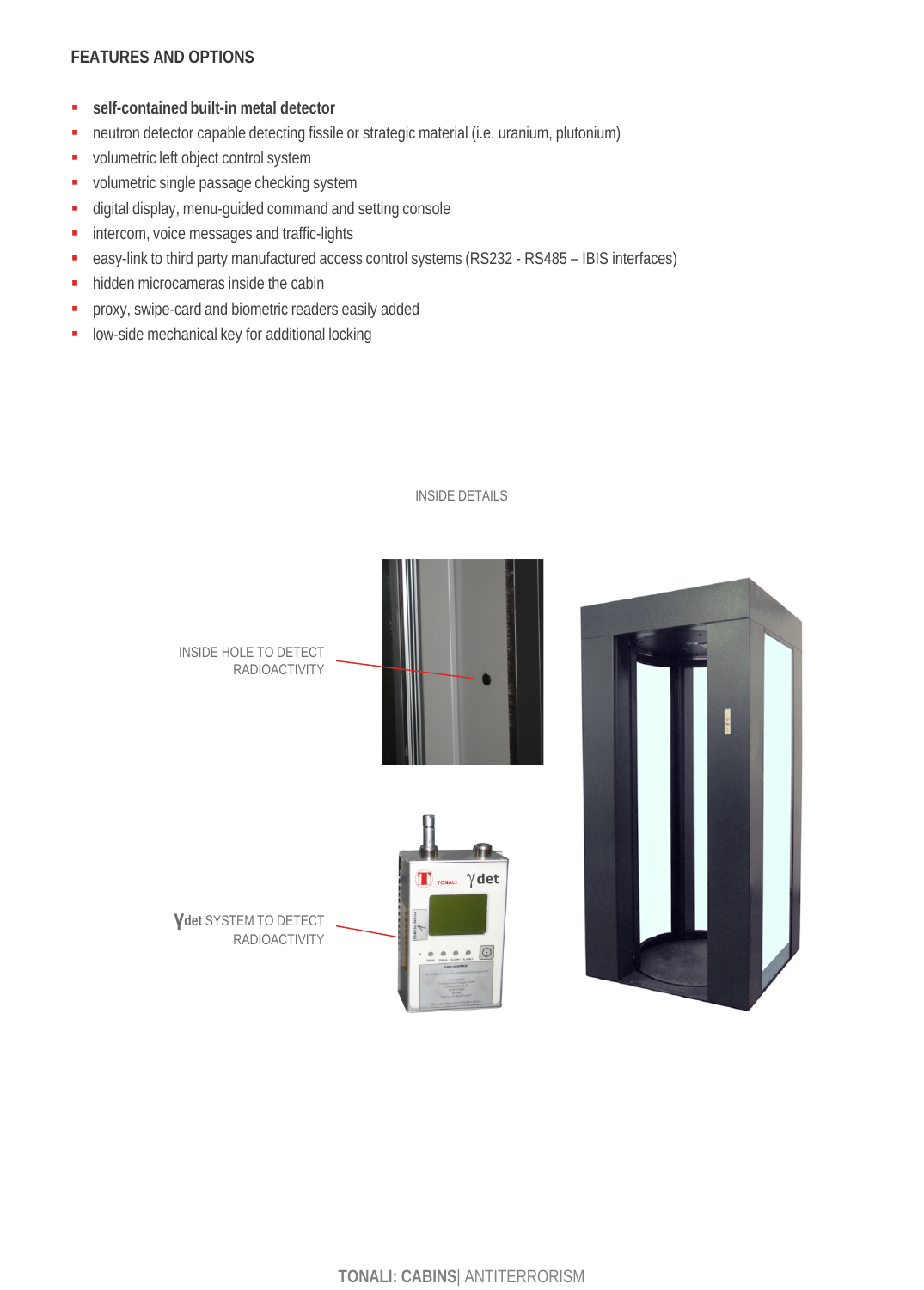## FEATURES AND OPTIONS

- **self-contained built-in metal detector**
- neutron detector capable detecting fissile or strategic material (i.e. uranium, plutonium)
- volumetric left object control system
- volumetric single passage checking system
- digital display, menu-guided command and setting console
- intercom, voice messages and traffic-lights
- easy-link to third party manufactured access control systems (RS232 - RS485 – IBIS interfaces)
- hidden microcameras inside the cabin
- proxy, swipe-card and biometric readers easily added
- low-side mechanical key for additional locking

INSIDE DETAILS

INSIDE HOLE TO DETECT RADIOACTIVITY

**γdet** SYSTEM TO DETECT RADIOACTIVITY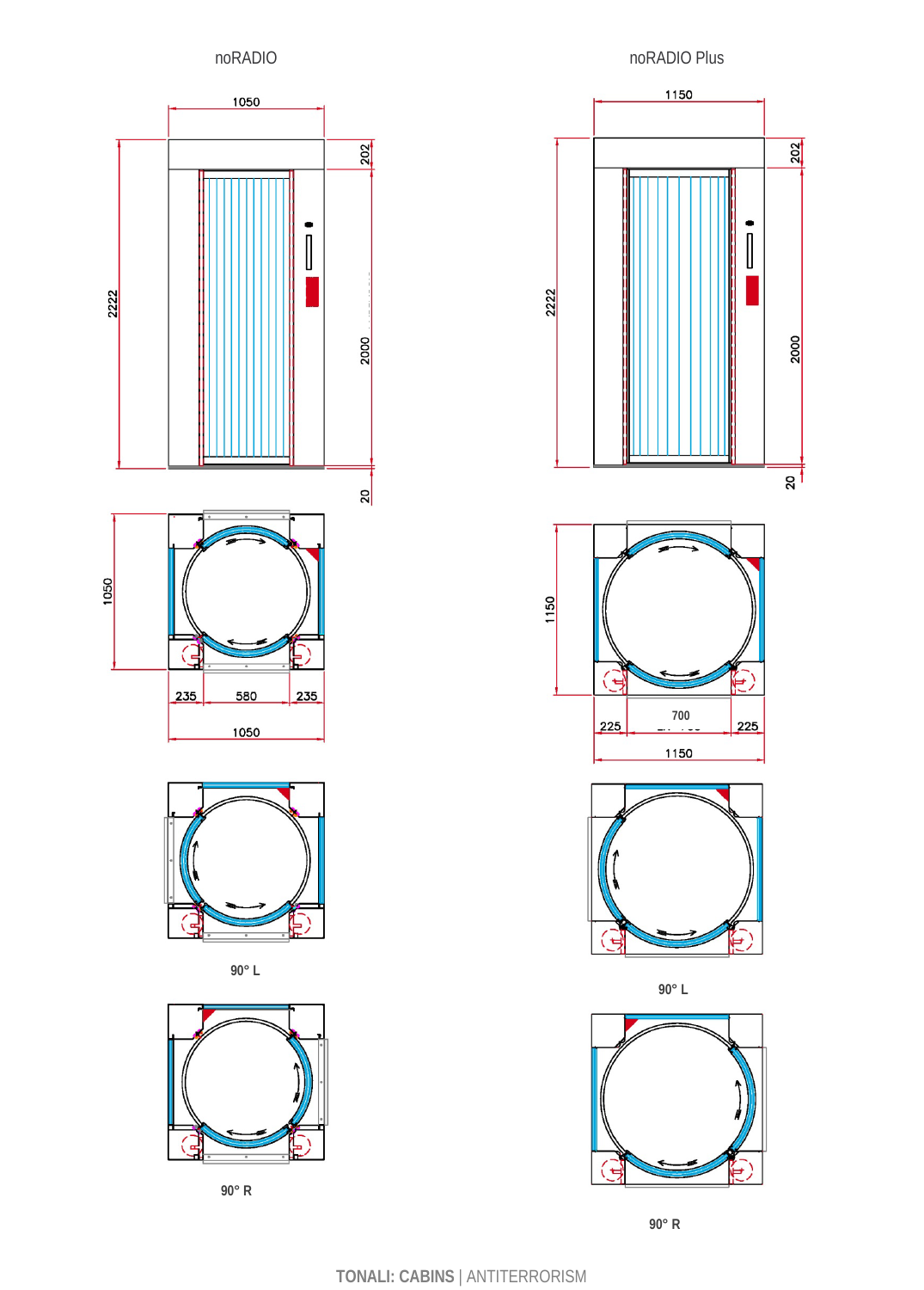## noRADIO

1050

202

2222

2000

20

1050

235 | 580 | 235

1050

90° L

90° R

## noRADIO Plus

1150

202

2222

2000

20

1150

225 | 700 | 225

1150

90° L

90° R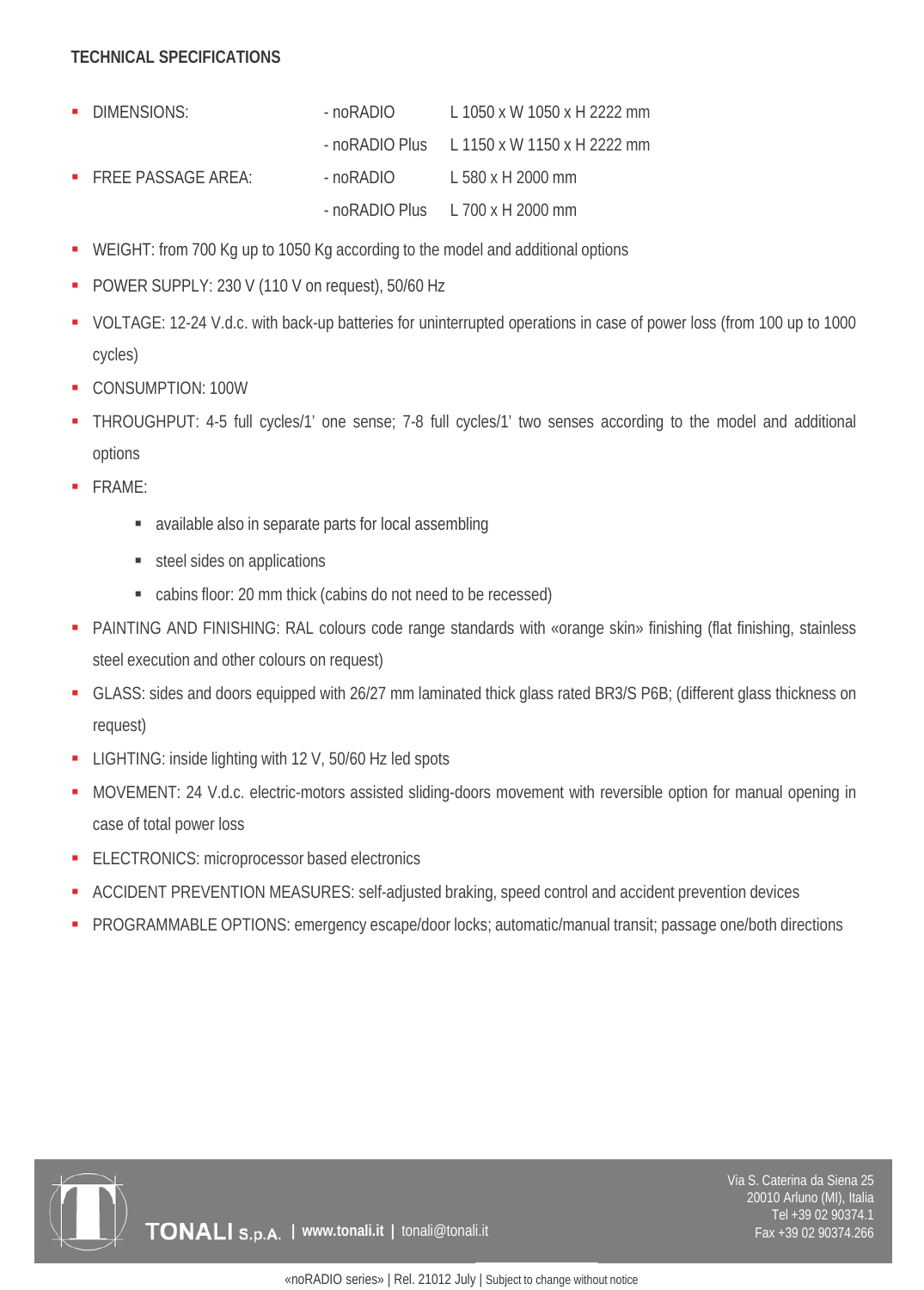## TECHNICAL SPECIFICATIONS

- DIMENSIONS:
  - noRADIO — L 1050 x W 1050 x H 2222 mm
  - noRADIO Plus — L 1150 x W 1150 x H 2222 mm
- FREE PASSAGE AREA:
  - noRADIO — L 580 x H 2000 mm
  - noRADIO Plus — L 700 x H 2000 mm
- WEIGHT: from 700 Kg up to 1050 Kg according to the model and additional options
- POWER SUPPLY: 230 V (110 V on request), 50/60 Hz
- VOLTAGE: 12-24 V.d.c. with back-up batteries for uninterrupted operations in case of power loss (from 100 up to 1000 cycles)
- CONSUMPTION: 100W
- THROUGHPUT: 4-5 full cycles/1' one sense; 7-8 full cycles/1' two senses according to the model and additional options
- FRAME:
  - available also in separate parts for local assembling
  - steel sides on applications
  - cabins floor: 20 mm thick (cabins do not need to be recessed)
- PAINTING AND FINISHING: RAL colours code range standards with «orange skin» finishing (flat finishing, stainless steel execution and other colours on request)
- GLASS: sides and doors equipped with 26/27 mm laminated thick glass rated BR3/S P6B; (different glass thickness on request)
- LIGHTING: inside lighting with 12 V, 50/60 Hz led spots
- MOVEMENT: 24 V.d.c. electric-motors assisted sliding-doors movement with reversible option for manual opening in case of total power loss
- ELECTRONICS: microprocessor based electronics
- ACCIDENT PREVENTION MEASURES: self-adjusted braking, speed control and accident prevention devices
- PROGRAMMABLE OPTIONS: emergency escape/door locks; automatic/manual transit; passage one/both directions

TONALI S.p.A. | www.tonali.it | tonali@tonali.it

Via S. Caterina da Siena 25
20010 Arluno (MI), Italia
Tel +39 02 90374.1
Fax +39 02 90374.266

«noRADIO series» | Rel. 21012 July | Subject to change without notice